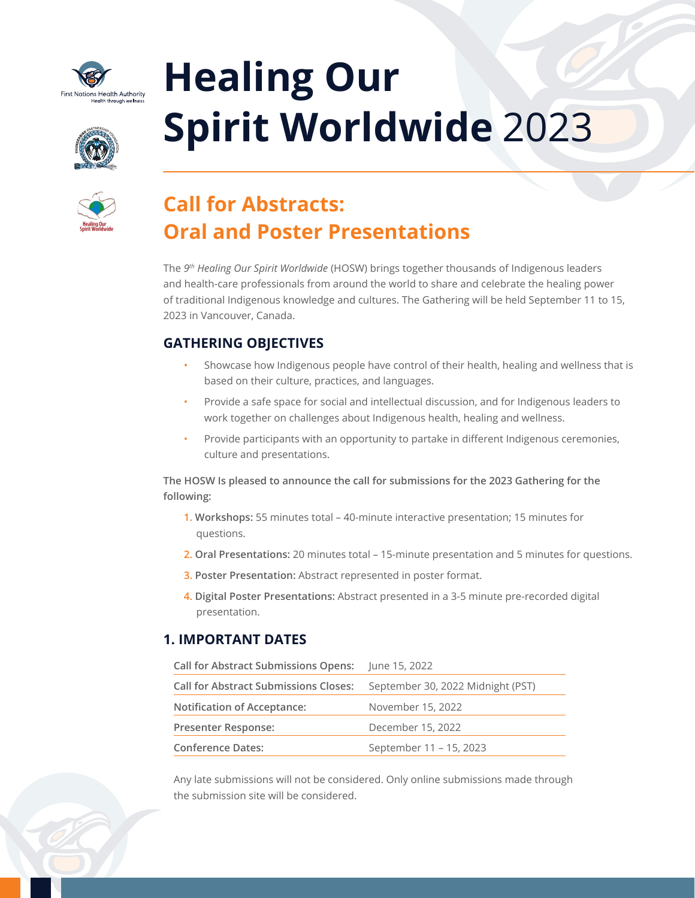# Healing Our Spirit Worldwide 2023

## Call for Abstracts: Oral and Poster Presentations

The 9th *Healing Our Spirit Worldwide* (HOSW) brings together thousands of Indigenous leaders and health-care professionals from around the world to share and celebrate the healing power of traditional Indigenous knowledge and cultures. The Gathering will be held September 11 to 15, 2023 in Vancouver, Canada.

### GATHERING OBJECTIVES

- Showcase how Indigenous people have control of their health, healing and wellness that is based on their culture, practices, and languages.
- Provide a safe space for social and intellectual discussion, and for Indigenous leaders to work together on challenges about Indigenous health, healing and wellness.
- Provide participants with an opportunity to partake in different Indigenous ceremonies, culture and presentations.

**The HOSW Is pleased to announce the call for submissions for the 2023 Gathering for the following:**

1. **Workshops:** 55 minutes total – 40-minute interactive presentation; 15 minutes for questions.
2. **Oral Presentations:** 20 minutes total – 15-minute presentation and 5 minutes for questions.
3. **Poster Presentation:** Abstract represented in poster format.
4. **Digital Poster Presentations:** Abstract presented in a 3-5 minute pre-recorded digital presentation.

### 1. IMPORTANT DATES

| | |
|---|---|
| **Call for Abstract Submissions Opens:** | June 15, 2022 |
| **Call for Abstract Submissions Closes:** | September 30, 2022 Midnight (PST) |
| **Notification of Acceptance:** | November 15, 2022 |
| **Presenter Response:** | December 15, 2022 |
| **Conference Dates:** | September 11 – 15, 2023 |

Any late submissions will not be considered. Only online submissions made through the submission site will be considered.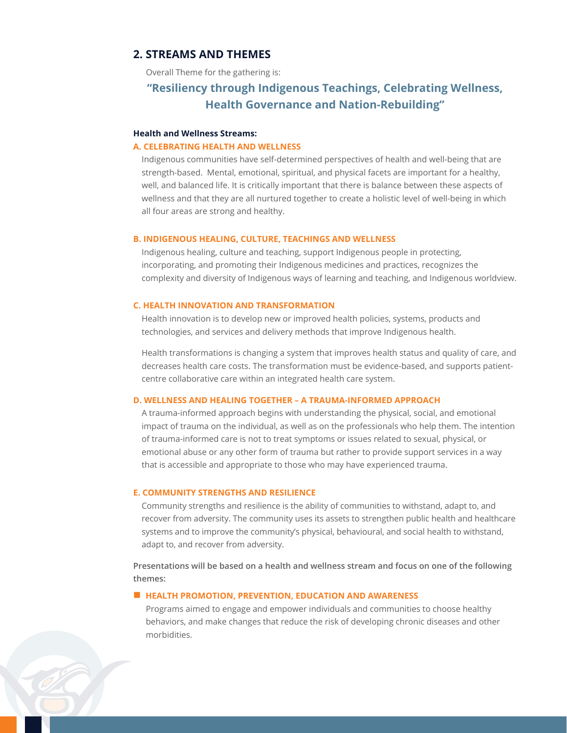## 2. STREAMS AND THEMES

Overall Theme for the gathering is:

**"Resiliency through Indigenous Teachings, Celebrating Wellness, Health Governance and Nation-Rebuilding"**

**Health and Wellness Streams:**

### A. CELEBRATING HEALTH AND WELLNESS

Indigenous communities have self-determined perspectives of health and well-being that are strength-based. Mental, emotional, spiritual, and physical facets are important for a healthy, well, and balanced life. It is critically important that there is balance between these aspects of wellness and that they are all nurtured together to create a holistic level of well-being in which all four areas are strong and healthy.

### B. INDIGENOUS HEALING, CULTURE, TEACHINGS AND WELLNESS

Indigenous healing, culture and teaching, support Indigenous people in protecting, incorporating, and promoting their Indigenous medicines and practices, recognizes the complexity and diversity of Indigenous ways of learning and teaching, and Indigenous worldview.

### C. HEALTH INNOVATION AND TRANSFORMATION

Health innovation is to develop new or improved health policies, systems, products and technologies, and services and delivery methods that improve Indigenous health.

Health transformations is changing a system that improves health status and quality of care, and decreases health care costs. The transformation must be evidence-based, and supports patient-centre collaborative care within an integrated health care system.

### D. WELLNESS AND HEALING TOGETHER – A TRAUMA-INFORMED APPROACH

A trauma-informed approach begins with understanding the physical, social, and emotional impact of trauma on the individual, as well as on the professionals who help them. The intention of trauma-informed care is not to treat symptoms or issues related to sexual, physical, or emotional abuse or any other form of trauma but rather to provide support services in a way that is accessible and appropriate to those who may have experienced trauma.

### E. COMMUNITY STRENGTHS AND RESILIENCE

Community strengths and resilience is the ability of communities to withstand, adapt to, and recover from adversity. The community uses its assets to strengthen public health and healthcare systems and to improve the community's physical, behavioural, and social health to withstand, adapt to, and recover from adversity.

**Presentations will be based on a health and wellness stream and focus on one of the following themes:**

- **HEALTH PROMOTION, PREVENTION, EDUCATION AND AWARENESS**

  Programs aimed to engage and empower individuals and communities to choose healthy behaviors, and make changes that reduce the risk of developing chronic diseases and other morbidities.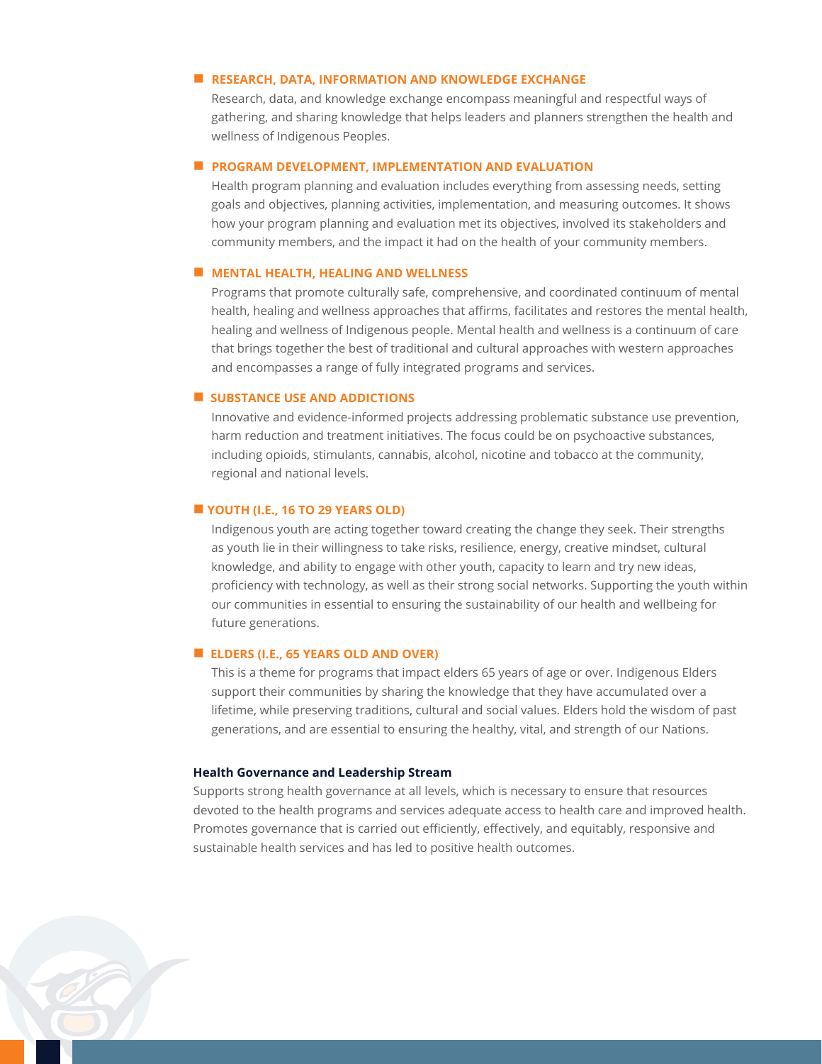- **RESEARCH, DATA, INFORMATION AND KNOWLEDGE EXCHANGE**

  Research, data, and knowledge exchange encompass meaningful and respectful ways of gathering, and sharing knowledge that helps leaders and planners strengthen the health and wellness of Indigenous Peoples.

- **PROGRAM DEVELOPMENT, IMPLEMENTATION AND EVALUATION**

  Health program planning and evaluation includes everything from assessing needs, setting goals and objectives, planning activities, implementation, and measuring outcomes. It shows how your program planning and evaluation met its objectives, involved its stakeholders and community members, and the impact it had on the health of your community members.

- **MENTAL HEALTH, HEALING AND WELLNESS**

  Programs that promote culturally safe, comprehensive, and coordinated continuum of mental health, healing and wellness approaches that affirms, facilitates and restores the mental health, healing and wellness of Indigenous people. Mental health and wellness is a continuum of care that brings together the best of traditional and cultural approaches with western approaches and encompasses a range of fully integrated programs and services.

- **SUBSTANCE USE AND ADDICTIONS**

  Innovative and evidence-informed projects addressing problematic substance use prevention, harm reduction and treatment initiatives. The focus could be on psychoactive substances, including opioids, stimulants, cannabis, alcohol, nicotine and tobacco at the community, regional and national levels.

- **YOUTH (I.E., 16 TO 29 YEARS OLD)**

  Indigenous youth are acting together toward creating the change they seek. Their strengths as youth lie in their willingness to take risks, resilience, energy, creative mindset, cultural knowledge, and ability to engage with other youth, capacity to learn and try new ideas, proficiency with technology, as well as their strong social networks. Supporting the youth within our communities in essential to ensuring the sustainability of our health and wellbeing for future generations.

- **ELDERS (I.E., 65 YEARS OLD AND OVER)**

  This is a theme for programs that impact elders 65 years of age or over. Indigenous Elders support their communities by sharing the knowledge that they have accumulated over a lifetime, while preserving traditions, cultural and social values. Elders hold the wisdom of past generations, and are essential to ensuring the healthy, vital, and strength of our Nations.

**Health Governance and Leadership Stream**

Supports strong health governance at all levels, which is necessary to ensure that resources devoted to the health programs and services adequate access to health care and improved health. Promotes governance that is carried out efficiently, effectively, and equitably, responsive and sustainable health services and has led to positive health outcomes.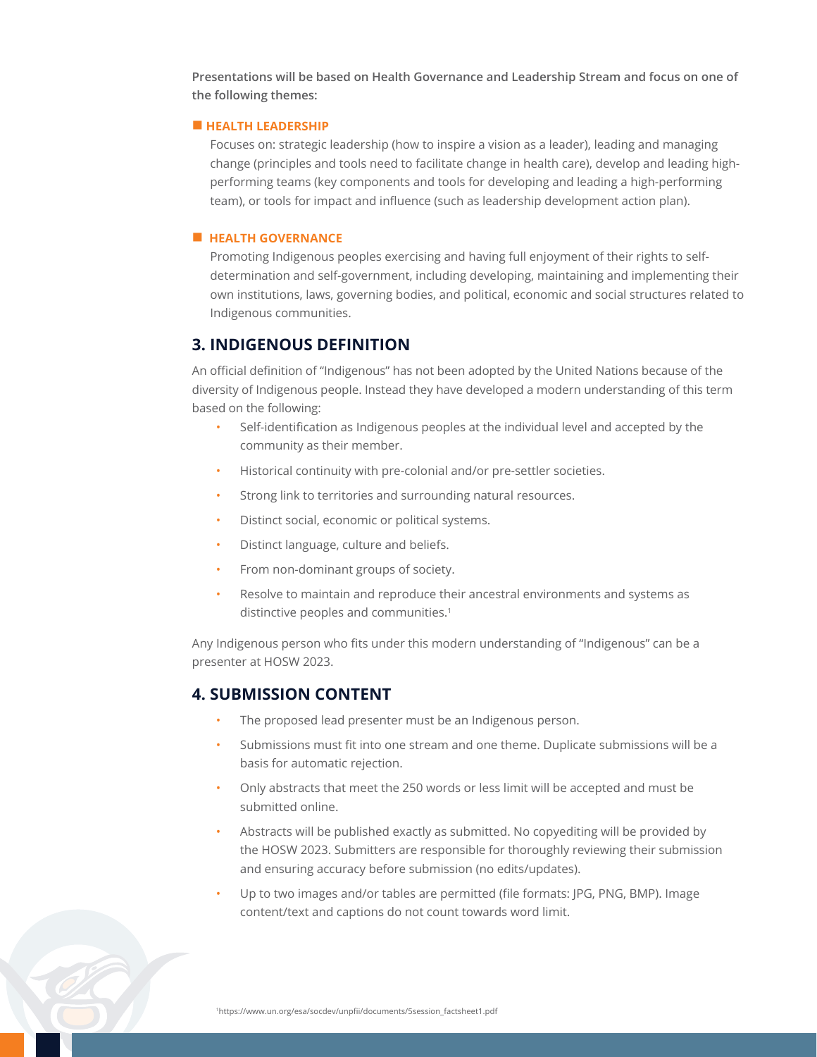**Presentations will be based on Health Governance and Leadership Stream and focus on one of the following themes:**

- **HEALTH LEADERSHIP**

  Focuses on: strategic leadership (how to inspire a vision as a leader), leading and managing change (principles and tools need to facilitate change in health care), develop and leading high-performing teams (key components and tools for developing and leading a high-performing team), or tools for impact and influence (such as leadership development action plan).

- **HEALTH GOVERNANCE**

  Promoting Indigenous peoples exercising and having full enjoyment of their rights to self-determination and self-government, including developing, maintaining and implementing their own institutions, laws, governing bodies, and political, economic and social structures related to Indigenous communities.

## 3. INDIGENOUS DEFINITION

An official definition of "Indigenous" has not been adopted by the United Nations because of the diversity of Indigenous people. Instead they have developed a modern understanding of this term based on the following:

- Self-identification as Indigenous peoples at the individual level and accepted by the community as their member.
- Historical continuity with pre-colonial and/or pre-settler societies.
- Strong link to territories and surrounding natural resources.
- Distinct social, economic or political systems.
- Distinct language, culture and beliefs.
- From non-dominant groups of society.
- Resolve to maintain and reproduce their ancestral environments and systems as distinctive peoples and communities.[1]

Any Indigenous person who fits under this modern understanding of "Indigenous" can be a presenter at HOSW 2023.

## 4. SUBMISSION CONTENT

- The proposed lead presenter must be an Indigenous person.
- Submissions must fit into one stream and one theme. Duplicate submissions will be a basis for automatic rejection.
- Only abstracts that meet the 250 words or less limit will be accepted and must be submitted online.
- Abstracts will be published exactly as submitted. No copyediting will be provided by the HOSW 2023. Submitters are responsible for thoroughly reviewing their submission and ensuring accuracy before submission (no edits/updates).
- Up to two images and/or tables are permitted (file formats: JPG, PNG, BMP). Image content/text and captions do not count towards word limit.

[1] https://www.un.org/esa/socdev/unpfii/documents/5session_factsheet1.pdf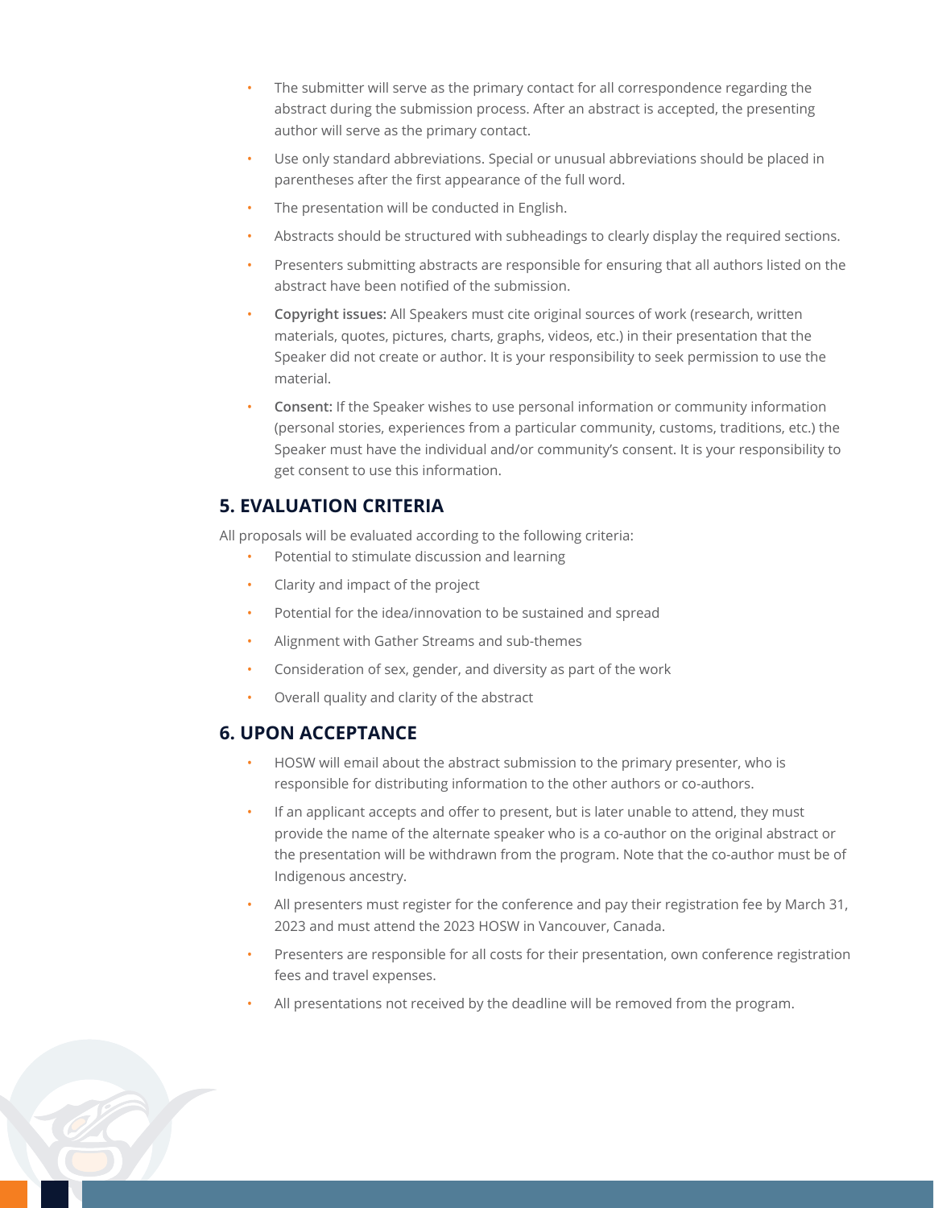- The submitter will serve as the primary contact for all correspondence regarding the abstract during the submission process. After an abstract is accepted, the presenting author will serve as the primary contact.
- Use only standard abbreviations. Special or unusual abbreviations should be placed in parentheses after the first appearance of the full word.
- The presentation will be conducted in English.
- Abstracts should be structured with subheadings to clearly display the required sections.
- Presenters submitting abstracts are responsible for ensuring that all authors listed on the abstract have been notified of the submission.
- **Copyright issues:** All Speakers must cite original sources of work (research, written materials, quotes, pictures, charts, graphs, videos, etc.) in their presentation that the Speaker did not create or author. It is your responsibility to seek permission to use the material.
- **Consent:** If the Speaker wishes to use personal information or community information (personal stories, experiences from a particular community, customs, traditions, etc.) the Speaker must have the individual and/or community's consent. It is your responsibility to get consent to use this information.

## 5. EVALUATION CRITERIA

All proposals will be evaluated according to the following criteria:

- Potential to stimulate discussion and learning
- Clarity and impact of the project
- Potential for the idea/innovation to be sustained and spread
- Alignment with Gather Streams and sub-themes
- Consideration of sex, gender, and diversity as part of the work
- Overall quality and clarity of the abstract

## 6. UPON ACCEPTANCE

- HOSW will email about the abstract submission to the primary presenter, who is responsible for distributing information to the other authors or co-authors.
- If an applicant accepts and offer to present, but is later unable to attend, they must provide the name of the alternate speaker who is a co-author on the original abstract or the presentation will be withdrawn from the program. Note that the co-author must be of Indigenous ancestry.
- All presenters must register for the conference and pay their registration fee by March 31, 2023 and must attend the 2023 HOSW in Vancouver, Canada.
- Presenters are responsible for all costs for their presentation, own conference registration fees and travel expenses.
- All presentations not received by the deadline will be removed from the program.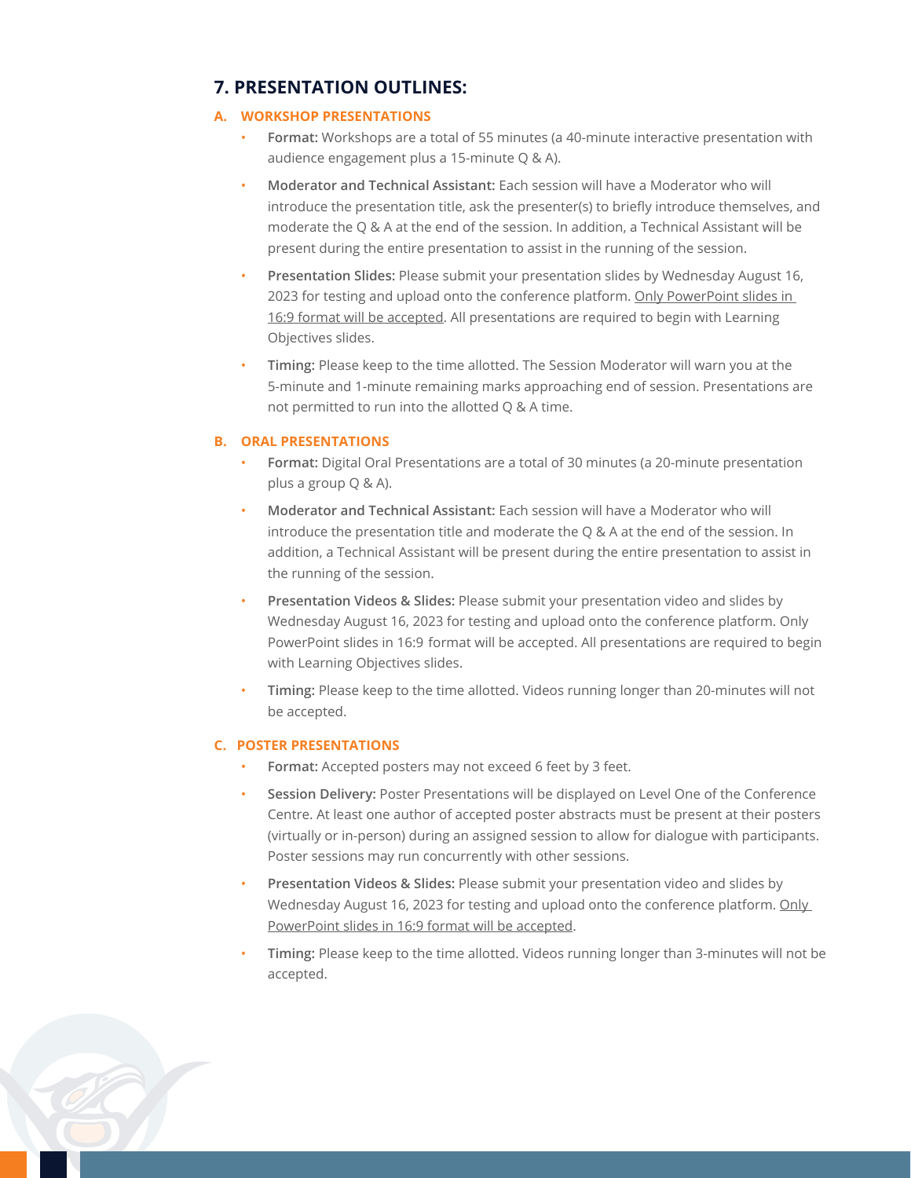## 7. PRESENTATION OUTLINES:

### A. WORKSHOP PRESENTATIONS

- **Format:** Workshops are a total of 55 minutes (a 40-minute interactive presentation with audience engagement plus a 15-minute Q & A).
- **Moderator and Technical Assistant:** Each session will have a Moderator who will introduce the presentation title, ask the presenter(s) to briefly introduce themselves, and moderate the Q & A at the end of the session. In addition, a Technical Assistant will be present during the entire presentation to assist in the running of the session.
- **Presentation Slides:** Please submit your presentation slides by Wednesday August 16, 2023 for testing and upload onto the conference platform. Only PowerPoint slides in 16:9 format will be accepted. All presentations are required to begin with Learning Objectives slides.
- **Timing:** Please keep to the time allotted. The Session Moderator will warn you at the 5-minute and 1-minute remaining marks approaching end of session. Presentations are not permitted to run into the allotted Q & A time.

### B. ORAL PRESENTATIONS

- **Format:** Digital Oral Presentations are a total of 30 minutes (a 20-minute presentation plus a group Q & A).
- **Moderator and Technical Assistant:** Each session will have a Moderator who will introduce the presentation title and moderate the Q & A at the end of the session. In addition, a Technical Assistant will be present during the entire presentation to assist in the running of the session.
- **Presentation Videos & Slides:** Please submit your presentation video and slides by Wednesday August 16, 2023 for testing and upload onto the conference platform. Only PowerPoint slides in 16:9 format will be accepted. All presentations are required to begin with Learning Objectives slides.
- **Timing:** Please keep to the time allotted. Videos running longer than 20-minutes will not be accepted.

### C. POSTER PRESENTATIONS

- **Format:** Accepted posters may not exceed 6 feet by 3 feet.
- **Session Delivery:** Poster Presentations will be displayed on Level One of the Conference Centre. At least one author of accepted poster abstracts must be present at their posters (virtually or in-person) during an assigned session to allow for dialogue with participants. Poster sessions may run concurrently with other sessions.
- **Presentation Videos & Slides:** Please submit your presentation video and slides by Wednesday August 16, 2023 for testing and upload onto the conference platform. Only PowerPoint slides in 16:9 format will be accepted.
- **Timing:** Please keep to the time allotted. Videos running longer than 3-minutes will not be accepted.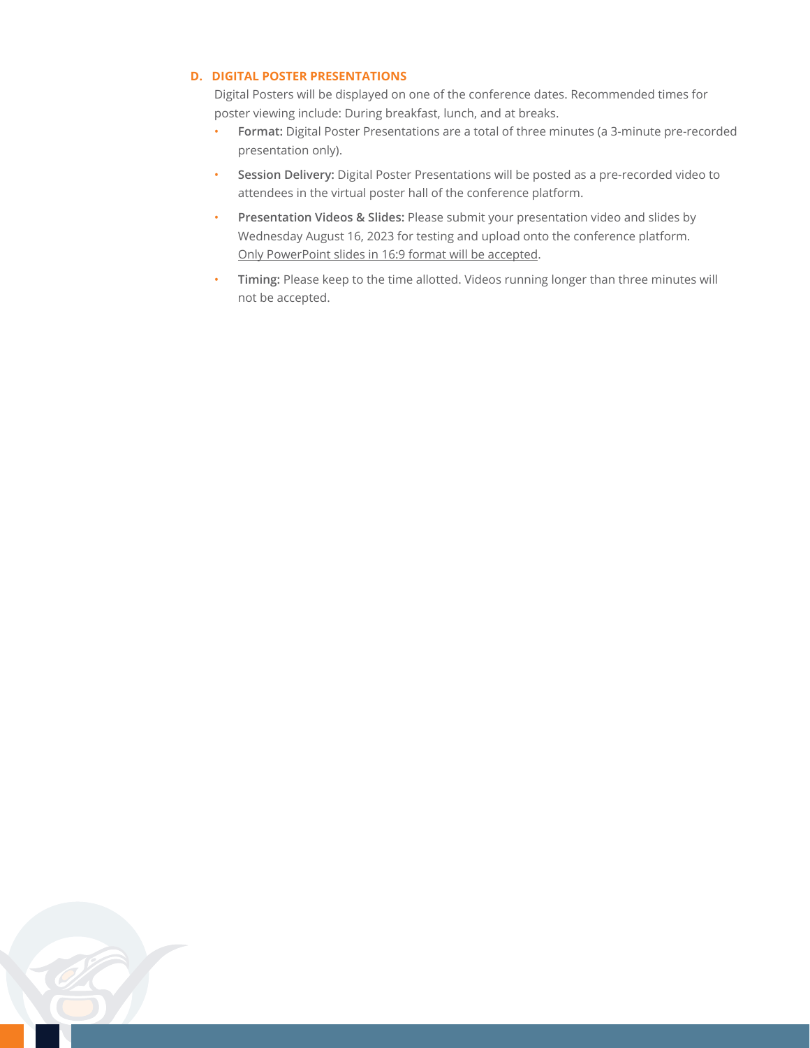## D. DIGITAL POSTER PRESENTATIONS

Digital Posters will be displayed on one of the conference dates. Recommended times for poster viewing include: During breakfast, lunch, and at breaks.

- **Format:** Digital Poster Presentations are a total of three minutes (a 3-minute pre-recorded presentation only).
- **Session Delivery:** Digital Poster Presentations will be posted as a pre-recorded video to attendees in the virtual poster hall of the conference platform.
- **Presentation Videos & Slides:** Please submit your presentation video and slides by Wednesday August 16, 2023 for testing and upload onto the conference platform. Only PowerPoint slides in 16:9 format will be accepted.
- **Timing:** Please keep to the time allotted. Videos running longer than three minutes will not be accepted.